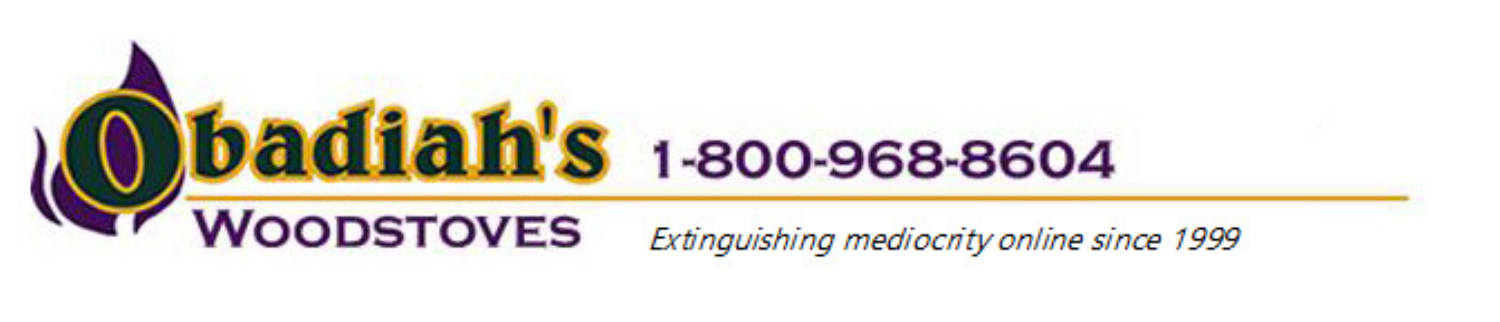# Obadiah's

**WOODSTOVES**

**1-800-968-8604**

*Extinguishing mediocrity online since 1999*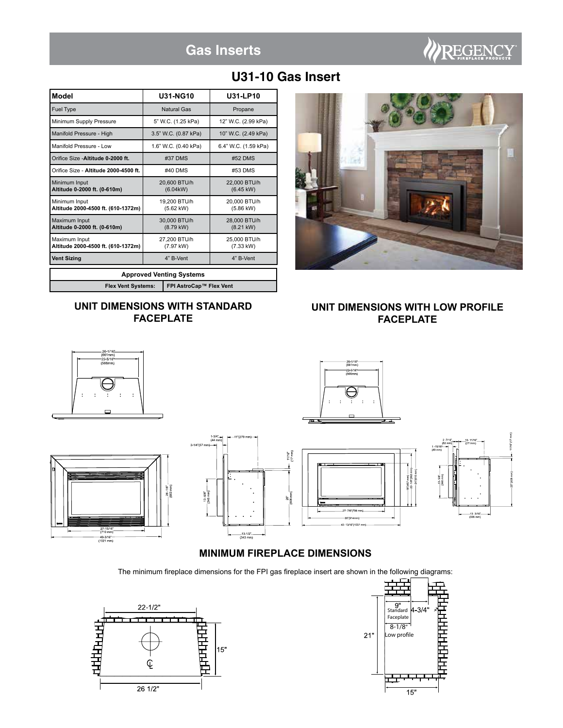# Gas Inserts

## U31-10 Gas Insert

| Model | U31-NG10 | U31-LP10 |
|---|---|---|
| Fuel Type | Natural Gas | Propane |
| Minimum Supply Pressure | 5" W.C. (1.25 kPa) | 12" W.C. (2.99 kPa) |
| Manifold Pressure - High | 3.5" W.C. (0.87 kPa) | 10" W.C. (2.49 kPa) |
| Manifold Pressure - Low | 1.6" W.C. (0.40 kPa) | 6.4" W.C. (1.59 kPa) |
| Orifice Size - **Altitude 0-2000 ft.** | #37 DMS | #52 DMS |
| Orifice Size - **Altitude 2000-4500 ft.** | #40 DMS | #53 DMS |
| Minimum Input **Altitude 0-2000 ft. (0-610m)** | 20,600 BTU/h (6.04kW) | 22,000 BTU/h (6.45 kW) |
| Minimum Input **Altitude 2000-4500 ft. (610-1372m)** | 19,200 BTU/h (5.62 kW) | 20,000 BTU/h (5.86 kW) |
| Maximum Input **Altitude 0-2000 ft. (0-610m)** | 30,000 BTU/h (8.79 kW) | 28,000 BTU/h (8.21 kW) |
| Maximum Input **Altitude 2000-4500 ft. (610-1372m)** | 27,200 BTU/h (7.97 kW) | 25,000 BTU/h (7.33 kW) |
| **Vent Sizing** | 4" B-Vent | 4" B-Vent |

| Approved Venting Systems | |
|---|---|
| Flex Vent Systems: | FPI AstroCap™ Flex Vent |

### UNIT DIMENSIONS WITH STANDARD FACEPLATE

### UNIT DIMENSIONS WITH LOW PROFILE FACEPLATE

### MINIMUM FIREPLACE DIMENSIONS

The minimum fireplace dimensions for the FPI gas fireplace insert are shown in the following diagrams: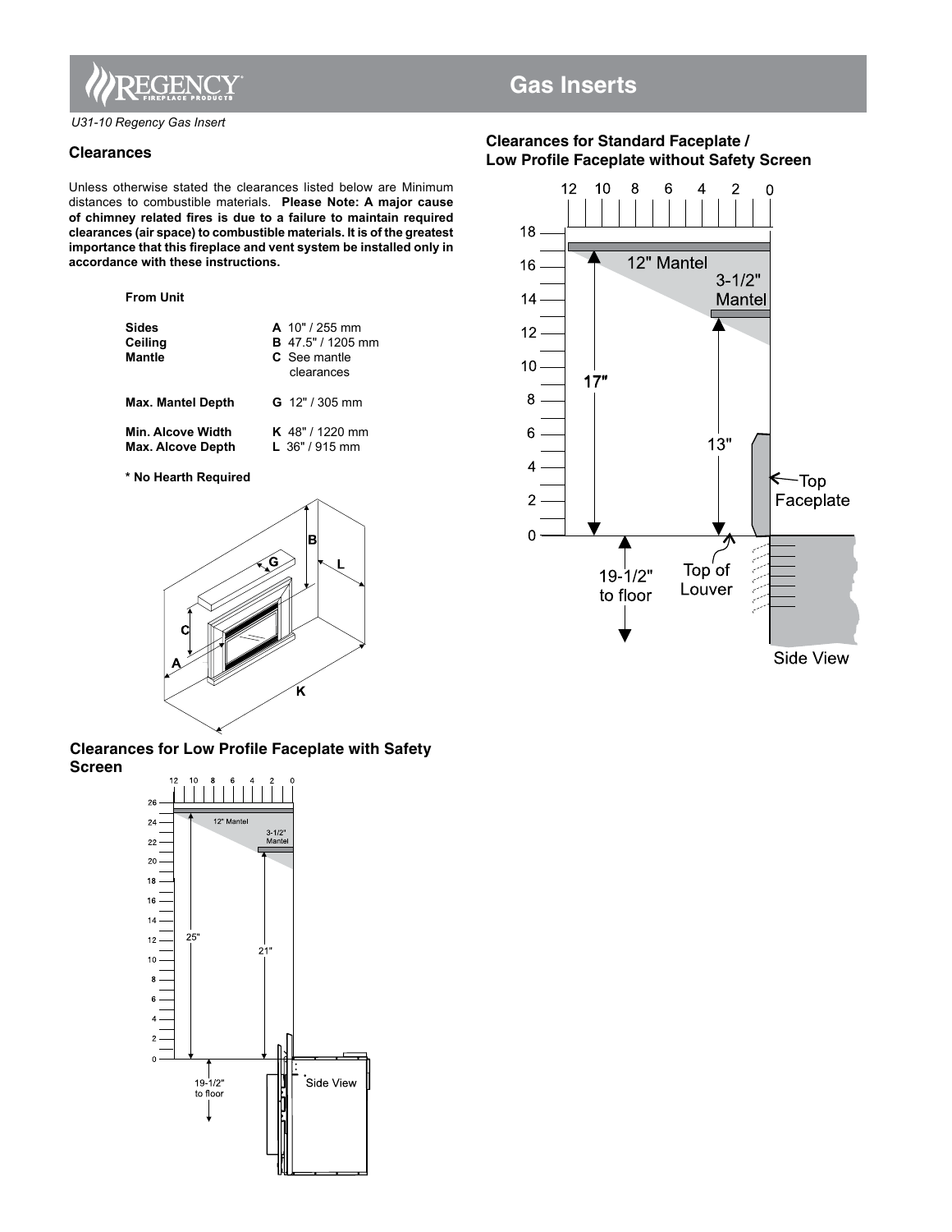*U31-10 Regency Gas Insert*

## Clearances

Unless otherwise stated the clearances listed below are Minimum distances to combustible materials. **Please Note: A major cause of chimney related fires is due to a failure to maintain required clearances (air space) to combustible materials. It is of the greatest importance that this fireplace and vent system be installed only in accordance with these instructions.**

**From Unit**

| | |
|---|---|
| **Sides** | **A** 10" / 255 mm |
| **Ceiling** | **B** 47.5" / 1205 mm |
| **Mantle** | **C** See mantle clearances |
| **Max. Mantel Depth** | **G** 12" / 305 mm |
| **Min. Alcove Width** | **K** 48" / 1220 mm |
| **Max. Alcove Depth** | **L** 36" / 915 mm |

**\* No Hearth Required**

### Clearances for Low Profile Faceplate with Safety Screen

### Clearances for Standard Faceplate / Low Profile Faceplate without Safety Screen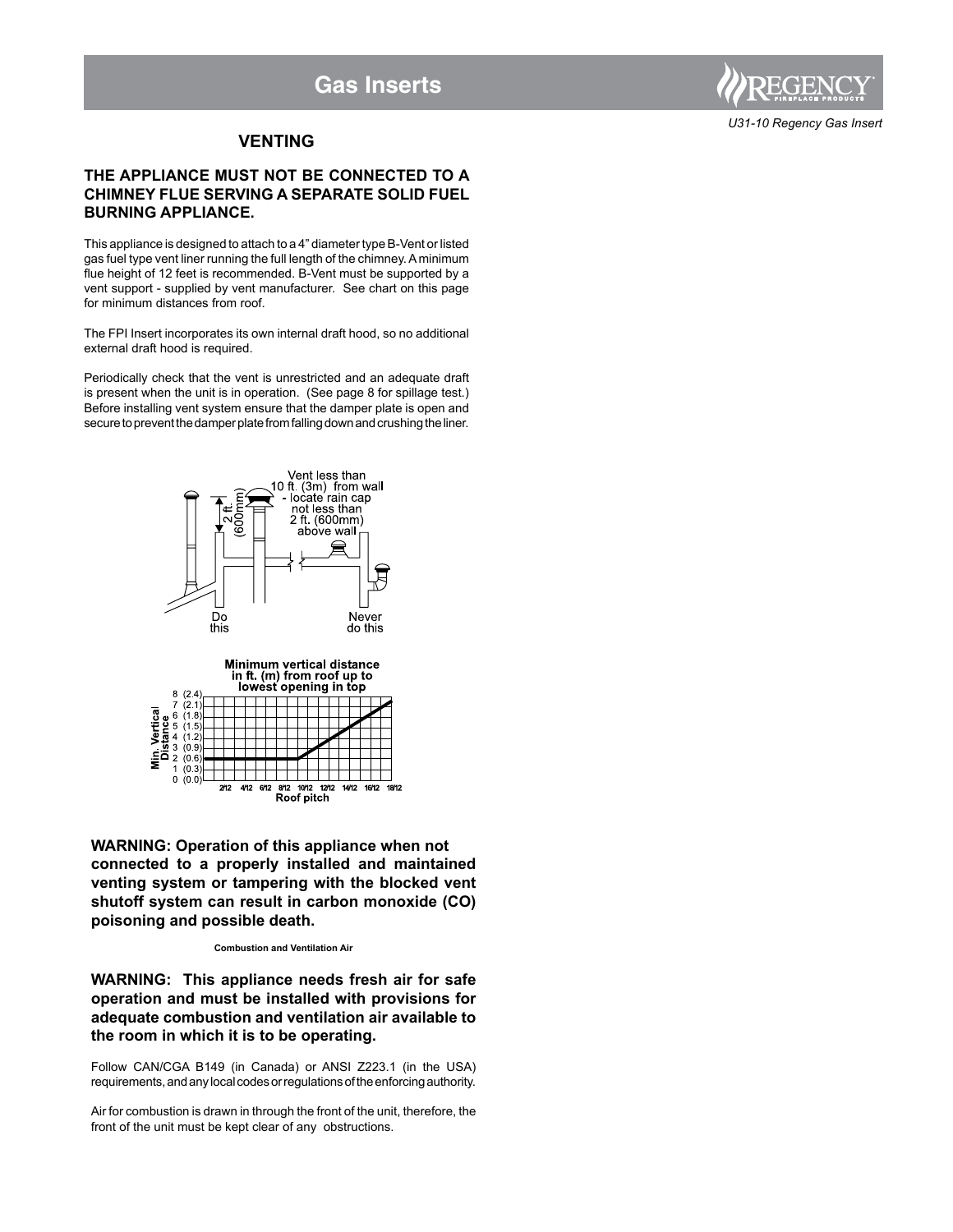## VENTING

**THE APPLIANCE MUST NOT BE CONNECTED TO A CHIMNEY FLUE SERVING A SEPARATE SOLID FUEL BURNING APPLIANCE.**

This appliance is designed to attach to a 4" diameter type B-Vent or listed gas fuel type vent liner running the full length of the chimney. A minimum flue height of 12 feet is recommended. B-Vent must be supported by a vent support - supplied by vent manufacturer. See chart on this page for minimum distances from roof.

The FPI Insert incorporates its own internal draft hood, so no additional external draft hood is required.

Periodically check that the vent is unrestricted and an adequate draft is present when the unit is in operation. (See page 8 for spillage test.) Before installing vent system ensure that the damper plate is open and secure to prevent the damper plate from falling down and crushing the liner.

2 ft. (600mm)

Vent less than 10 ft. (3m) from wall - locate rain cap not less than 2 ft. (600mm) above wall

Do this

Never do this

Minimum vertical distance in ft. (m) from roof up to lowest opening in top

Min. Vertical Distance

8 (2.4)
7 (2.1)
6 (1.8)
5 (1.5)
4 (1.2)
3 (0.9)
2 (0.6)
1 (0.3)
0 (0.0)

2/12 4/12 6/12 8/12 10/12 12/12 14/12 16/12 18/12

Roof pitch

**WARNING: Operation of this appliance when not connected to a properly installed and maintained venting system or tampering with the blocked vent shutoff system can result in carbon monoxide (CO) poisoning and possible death.**

**Combustion and Ventilation Air**

**WARNING: This appliance needs fresh air for safe operation and must be installed with provisions for adequate combustion and ventilation air available to the room in which it is to be operating.**

Follow CAN/CGA B149 (in Canada) or ANSI Z223.1 (in the USA) requirements, and any local codes or regulations of the enforcing authority.

Air for combustion is drawn in through the front of the unit, therefore, the front of the unit must be kept clear of any obstructions.